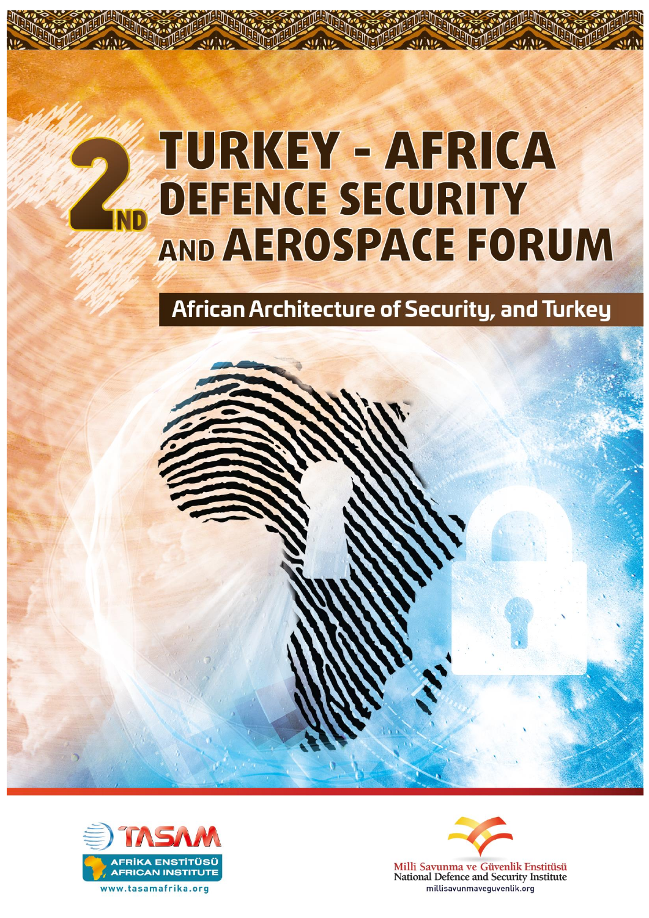# 2ND TURKEY - AFRICA DEFENCE SECURITY AND AEROSPACE FORUM

## African Architecture of Security, and Turkey

TASAM

AFRİKA ENSTİTÜSÜ
AFRICAN INSTITUTE

www.tasamafrika.org

Millî Savunma ve Güvenlik Enstitüsü
National Defence and Security Institute
millisavunmaveguvenlik.org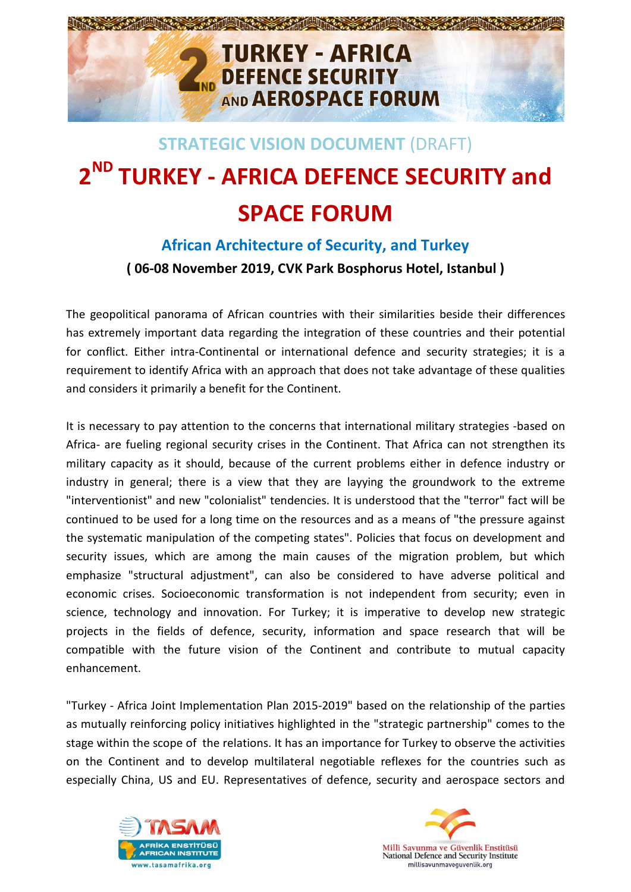## STRATEGIC VISION DOCUMENT (DRAFT)

# 2ND TURKEY - AFRICA DEFENCE SECURITY and SPACE FORUM

### African Architecture of Security, and Turkey

**( 06-08 November 2019, CVK Park Bosphorus Hotel, Istanbul )**

The geopolitical panorama of African countries with their similarities beside their differences has extremely important data regarding the integration of these countries and their potential for conflict. Either intra-Continental or international defence and security strategies; it is a requirement to identify Africa with an approach that does not take advantage of these qualities and considers it primarily a benefit for the Continent.

It is necessary to pay attention to the concerns that international military strategies -based on Africa- are fueling regional security crises in the Continent. That Africa can not strengthen its military capacity as it should, because of the current problems either in defence industry or industry in general; there is a view that they are layying the groundwork to the extreme "interventionist" and new "colonialist" tendencies. It is understood that the "terror" fact will be continued to be used for a long time on the resources and as a means of "the pressure against the systematic manipulation of the competing states". Policies that focus on development and security issues, which are among the main causes of the migration problem, but which emphasize "structural adjustment", can also be considered to have adverse political and economic crises. Socioeconomic transformation is not independent from security; even in science, technology and innovation. For Turkey; it is imperative to develop new strategic projects in the fields of defence, security, information and space research that will be compatible with the future vision of the Continent and contribute to mutual capacity enhancement.

"Turkey - Africa Joint Implementation Plan 2015-2019" based on the relationship of the parties as mutually reinforcing policy initiatives highlighted in the "strategic partnership" comes to the stage within the scope of the relations. It has an importance for Turkey to observe the activities on the Continent and to develop multilateral negotiable reflexes for the countries such as especially China, US and EU. Representatives of defence, security and aerospace sectors and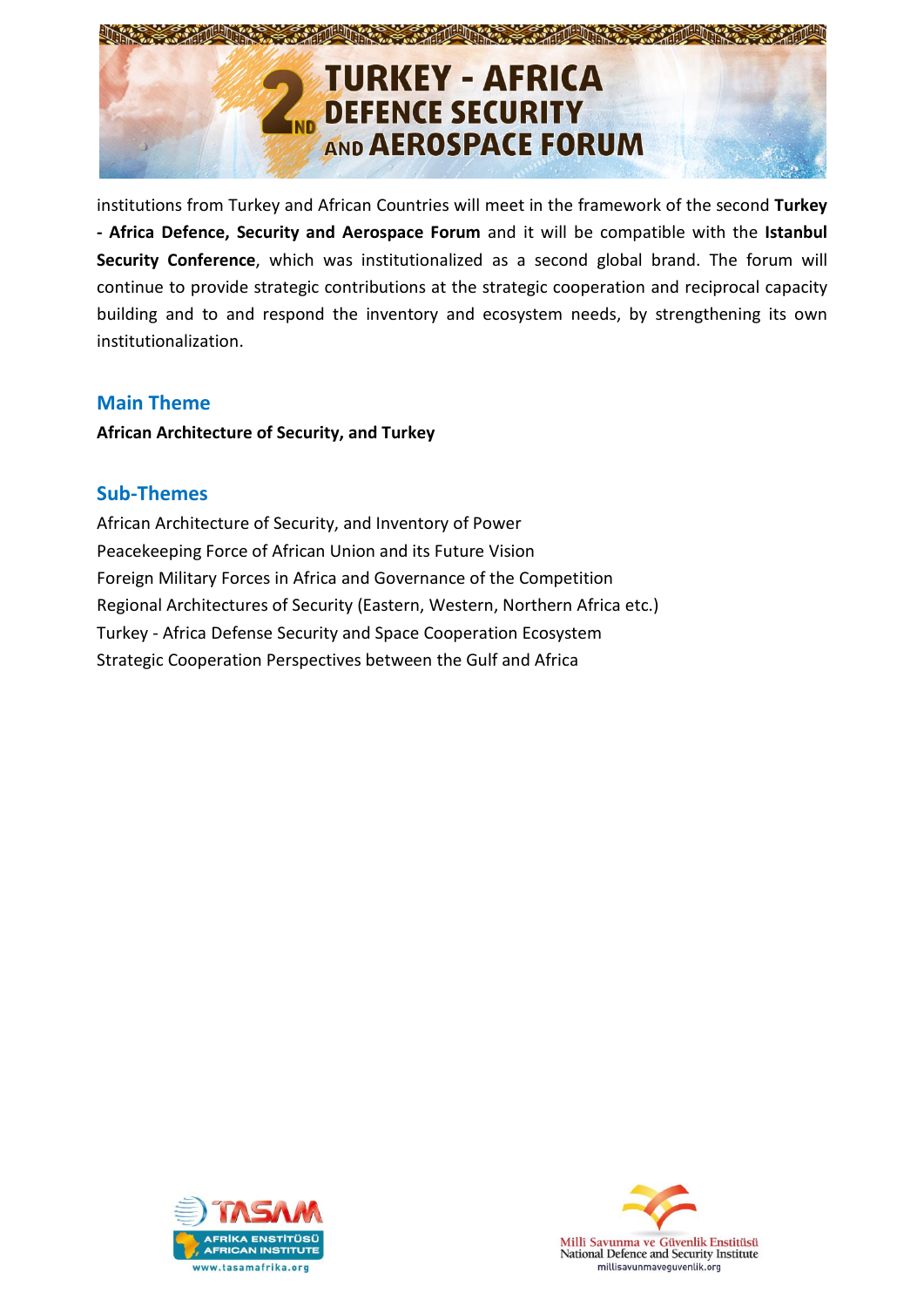institutions from Turkey and African Countries will meet in the framework of the second **Turkey - Africa Defence, Security and Aerospace Forum** and it will be compatible with the **Istanbul Security Conference**, which was institutionalized as a second global brand. The forum will continue to provide strategic contributions at the strategic cooperation and reciprocal capacity building and to and respond the inventory and ecosystem needs, by strengthening its own institutionalization.

## Main Theme

**African Architecture of Security, and Turkey**

## Sub-Themes

African Architecture of Security, and Inventory of Power
Peacekeeping Force of African Union and its Future Vision
Foreign Military Forces in Africa and Governance of the Competition
Regional Architectures of Security (Eastern, Western, Northern Africa etc.)
Turkey - Africa Defense Security and Space Cooperation Ecosystem
Strategic Cooperation Perspectives between the Gulf and Africa